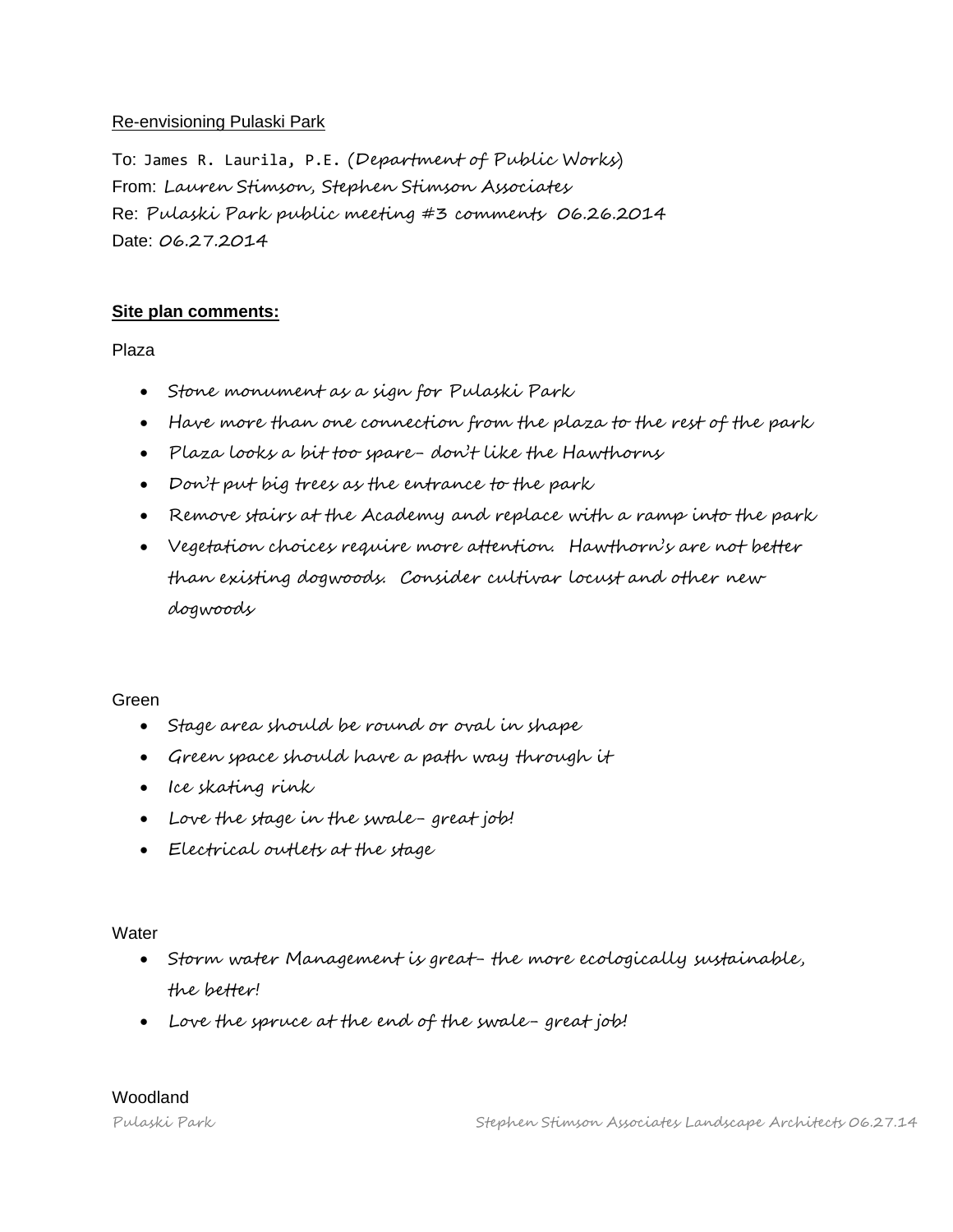Re-envisioning Pulaski Park

To: James R. Laurila, P.E. (Department of Public Works)
From: Lauren Stimson, Stephen Stimson Associates
Re: Pulaski Park public meeting #3 comments 06.26.2014
Date: 06.27.2014

**Site plan comments:**

Plaza

- Stone monument as a sign for Pulaski Park
- Have more than one connection from the plaza to the rest of the park
- Plaza looks a bit too spare- don't like the Hawthorns
- Don't put big trees as the entrance to the park
- Remove stairs at the Academy and replace with a ramp into the park
- Vegetation choices require more attention. Hawthorn's are not better than existing dogwoods. Consider cultivar locust and other new dogwoods

Green

- Stage area should be round or oval in shape
- Green space should have a path way through it
- Ice skating rink
- Love the stage in the swale- great job!
- Electrical outlets at the stage

Water

- Storm water Management is great- the more ecologically sustainable, the better!
- Love the spruce at the end of the swale- great job!

Woodland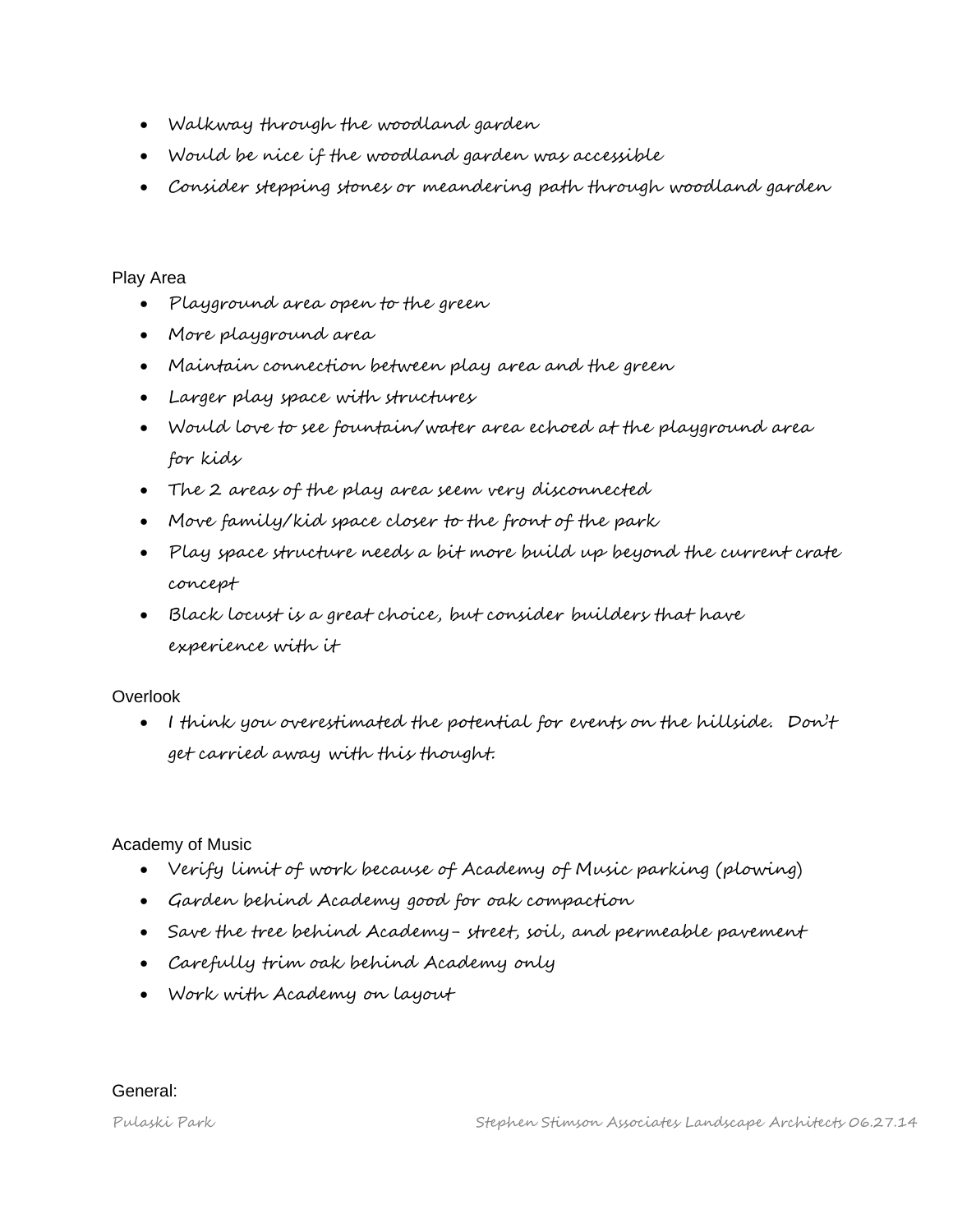- Walkway through the woodland garden
- Would be nice if the woodland garden was accessible
- Consider stepping stones or meandering path through woodland garden

Play Area

- Playground area open to the green
- More playground area
- Maintain connection between play area and the green
- Larger play space with structures
- Would love to see fountain/water area echoed at the playground area for kids
- The 2 areas of the play area seem very disconnected
- Move family/kid space closer to the front of the park
- Play space structure needs a bit more build up beyond the current crate concept
- Black locust is a great choice, but consider builders that have experience with it

Overlook

- I think you overestimated the potential for events on the hillside. Don't get carried away with this thought.

Academy of Music

- Verify limit of work because of Academy of Music parking (plowing)
- Garden behind Academy good for oak compaction
- Save the tree behind Academy– street, soil, and permeable pavement
- Carefully trim oak behind Academy only
- Work with Academy on layout

General: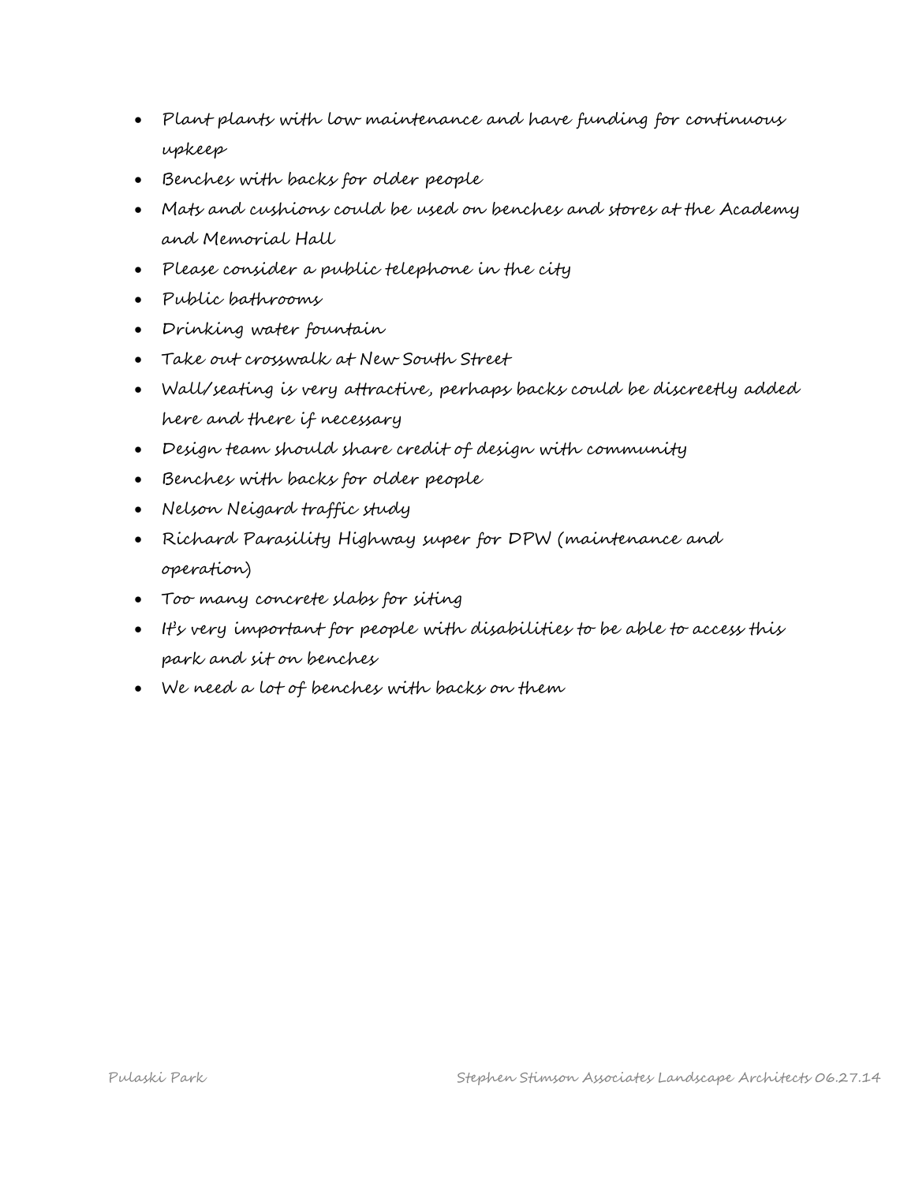- Plant plants with low maintenance and have funding for continuous upkeep
- Benches with backs for older people
- Mats and cushions could be used on benches and stores at the Academy and Memorial Hall
- Please consider a public telephone in the city
- Public bathrooms
- Drinking water fountain
- Take out crosswalk at New South Street
- Wall/seating is very attractive, perhaps backs could be discreetly added here and there if necessary
- Design team should share credit of design with community
- Benches with backs for older people
- Nelson Neigard traffic study
- Richard Parasility Highway super for DPW (maintenance and operation)
- Too many concrete slabs for siting
- It's very important for people with disabilities to be able to access this park and sit on benches
- We need a lot of benches with backs on them